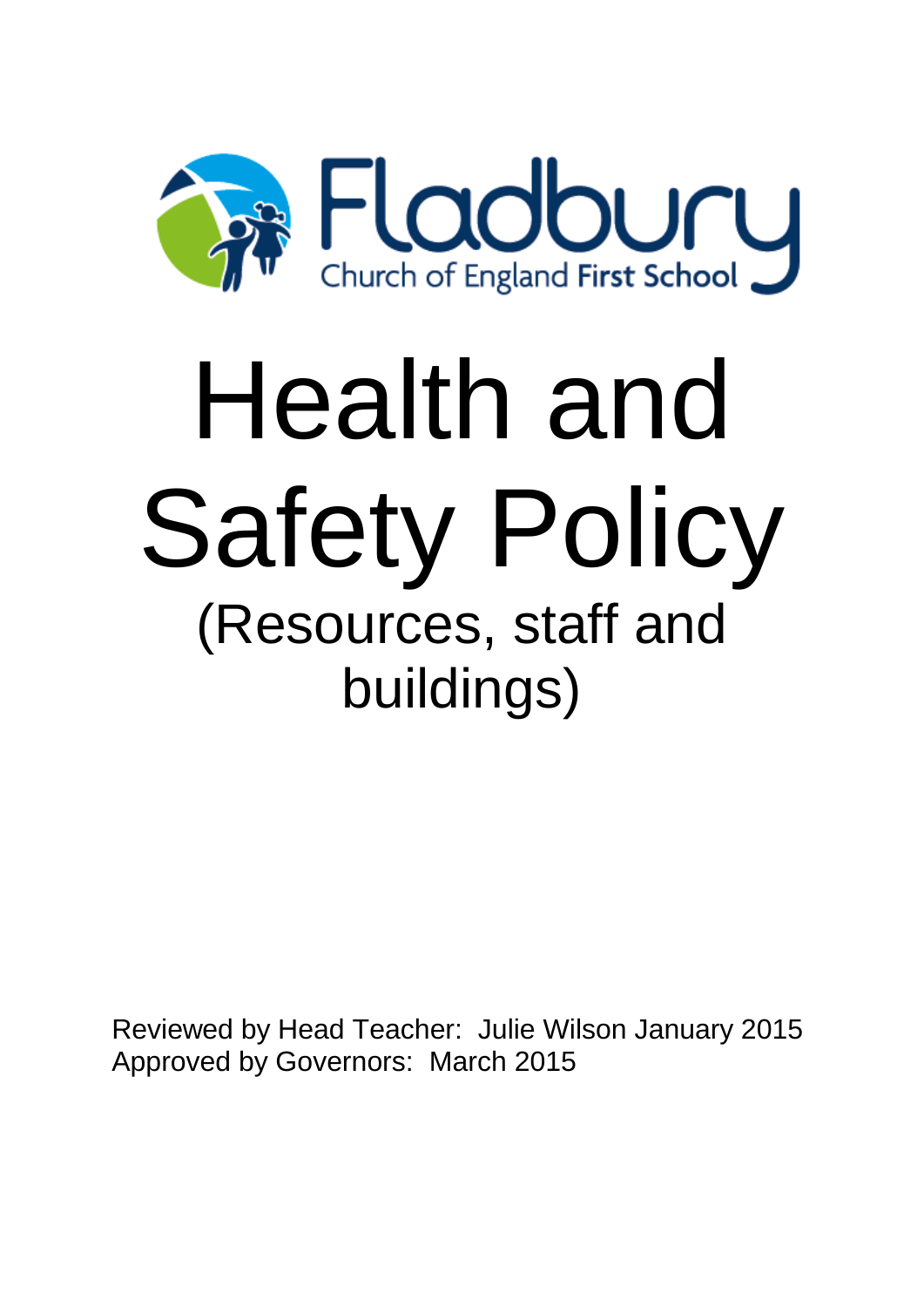Fladbury

Church of England First School

# Health and Safety Policy

## (Resources, staff and buildings)

Reviewed by Head Teacher: Julie Wilson January 2015
Approved by Governors: March 2015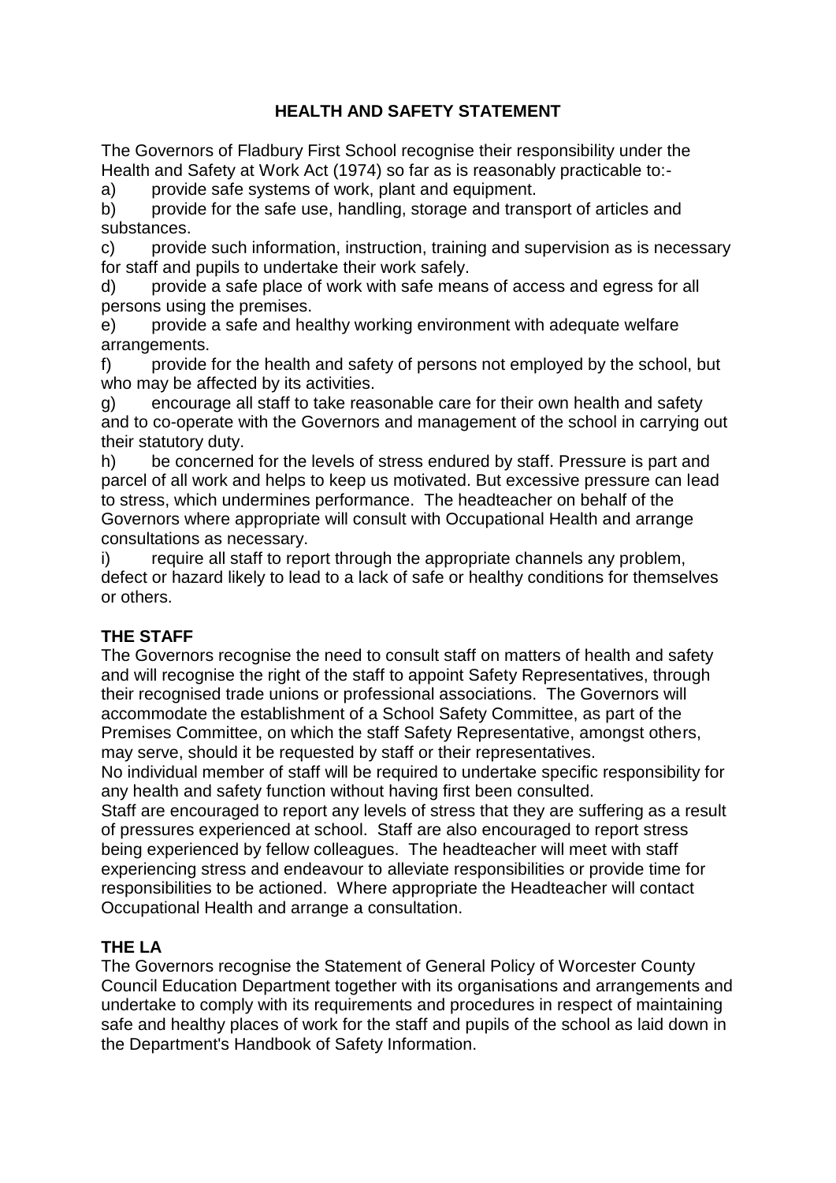## HEALTH AND SAFETY STATEMENT

The Governors of Fladbury First School recognise their responsibility under the Health and Safety at Work Act (1974) so far as is reasonably practicable to:-

a) provide safe systems of work, plant and equipment.

b) provide for the safe use, handling, storage and transport of articles and substances.

c) provide such information, instruction, training and supervision as is necessary for staff and pupils to undertake their work safely.

d) provide a safe place of work with safe means of access and egress for all persons using the premises.

e) provide a safe and healthy working environment with adequate welfare arrangements.

f) provide for the health and safety of persons not employed by the school, but who may be affected by its activities.

g) encourage all staff to take reasonable care for their own health and safety and to co-operate with the Governors and management of the school in carrying out their statutory duty.

h) be concerned for the levels of stress endured by staff. Pressure is part and parcel of all work and helps to keep us motivated. But excessive pressure can lead to stress, which undermines performance. The headteacher on behalf of the Governors where appropriate will consult with Occupational Health and arrange consultations as necessary.

i) require all staff to report through the appropriate channels any problem, defect or hazard likely to lead to a lack of safe or healthy conditions for themselves or others.

**THE STAFF**

The Governors recognise the need to consult staff on matters of health and safety and will recognise the right of the staff to appoint Safety Representatives, through their recognised trade unions or professional associations. The Governors will accommodate the establishment of a School Safety Committee, as part of the Premises Committee, on which the staff Safety Representative, amongst others, may serve, should it be requested by staff or their representatives.

No individual member of staff will be required to undertake specific responsibility for any health and safety function without having first been consulted.

Staff are encouraged to report any levels of stress that they are suffering as a result of pressures experienced at school. Staff are also encouraged to report stress being experienced by fellow colleagues. The headteacher will meet with staff experiencing stress and endeavour to alleviate responsibilities or provide time for responsibilities to be actioned. Where appropriate the Headteacher will contact Occupational Health and arrange a consultation.

**THE LA**

The Governors recognise the Statement of General Policy of Worcester County Council Education Department together with its organisations and arrangements and undertake to comply with its requirements and procedures in respect of maintaining safe and healthy places of work for the staff and pupils of the school as laid down in the Department's Handbook of Safety Information.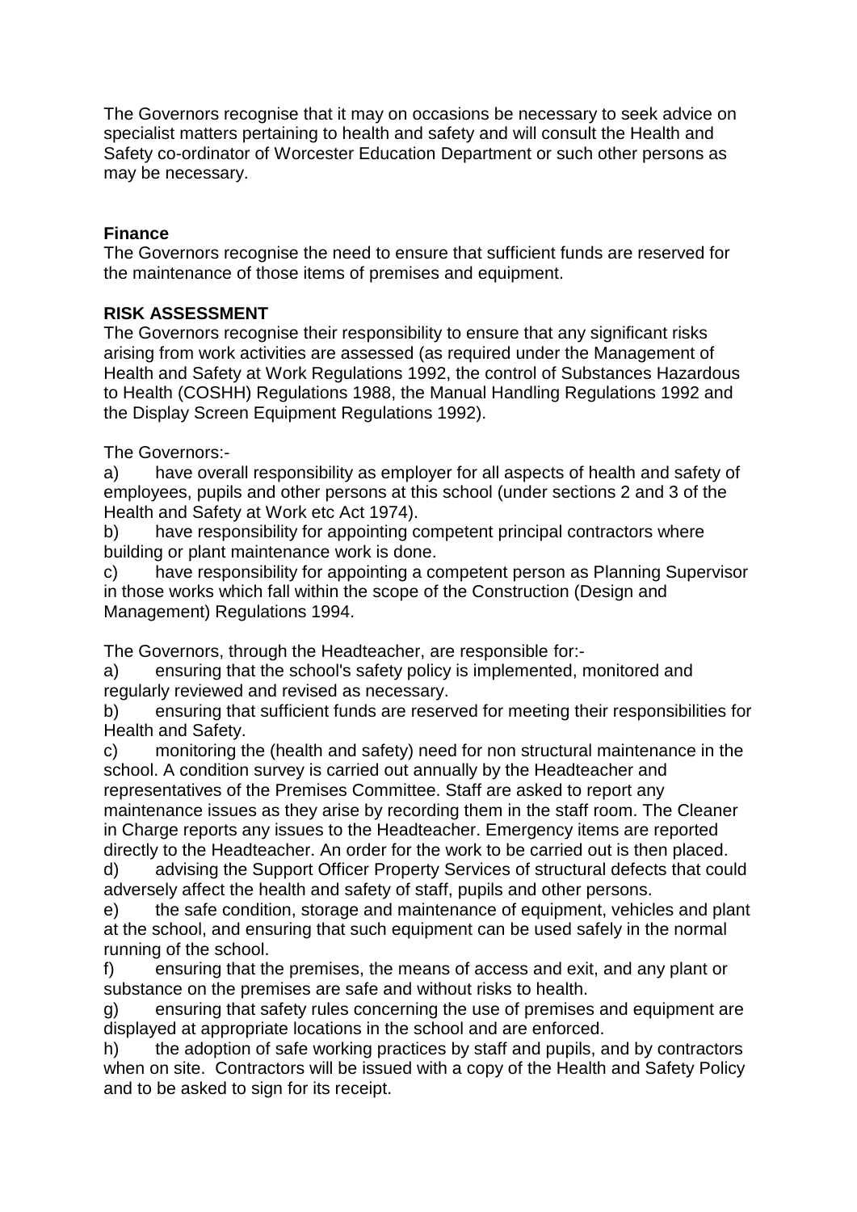The Governors recognise that it may on occasions be necessary to seek advice on specialist matters pertaining to health and safety and will consult the Health and Safety co-ordinator of Worcester Education Department or such other persons as may be necessary.

**Finance**

The Governors recognise the need to ensure that sufficient funds are reserved for the maintenance of those items of premises and equipment.

**RISK ASSESSMENT**

The Governors recognise their responsibility to ensure that any significant risks arising from work activities are assessed (as required under the Management of Health and Safety at Work Regulations 1992, the control of Substances Hazardous to Health (COSHH) Regulations 1988, the Manual Handling Regulations 1992 and the Display Screen Equipment Regulations 1992).

The Governors:-

a) have overall responsibility as employer for all aspects of health and safety of employees, pupils and other persons at this school (under sections 2 and 3 of the Health and Safety at Work etc Act 1974).

b) have responsibility for appointing competent principal contractors where building or plant maintenance work is done.

c) have responsibility for appointing a competent person as Planning Supervisor in those works which fall within the scope of the Construction (Design and Management) Regulations 1994.

The Governors, through the Headteacher, are responsible for:-

a) ensuring that the school's safety policy is implemented, monitored and regularly reviewed and revised as necessary.

b) ensuring that sufficient funds are reserved for meeting their responsibilities for Health and Safety.

c) monitoring the (health and safety) need for non structural maintenance in the school. A condition survey is carried out annually by the Headteacher and representatives of the Premises Committee. Staff are asked to report any maintenance issues as they arise by recording them in the staff room. The Cleaner in Charge reports any issues to the Headteacher. Emergency items are reported directly to the Headteacher. An order for the work to be carried out is then placed.

d) advising the Support Officer Property Services of structural defects that could adversely affect the health and safety of staff, pupils and other persons.

e) the safe condition, storage and maintenance of equipment, vehicles and plant at the school, and ensuring that such equipment can be used safely in the normal running of the school.

f) ensuring that the premises, the means of access and exit, and any plant or substance on the premises are safe and without risks to health.

g) ensuring that safety rules concerning the use of premises and equipment are displayed at appropriate locations in the school and are enforced.

h) the adoption of safe working practices by staff and pupils, and by contractors when on site. Contractors will be issued with a copy of the Health and Safety Policy and to be asked to sign for its receipt.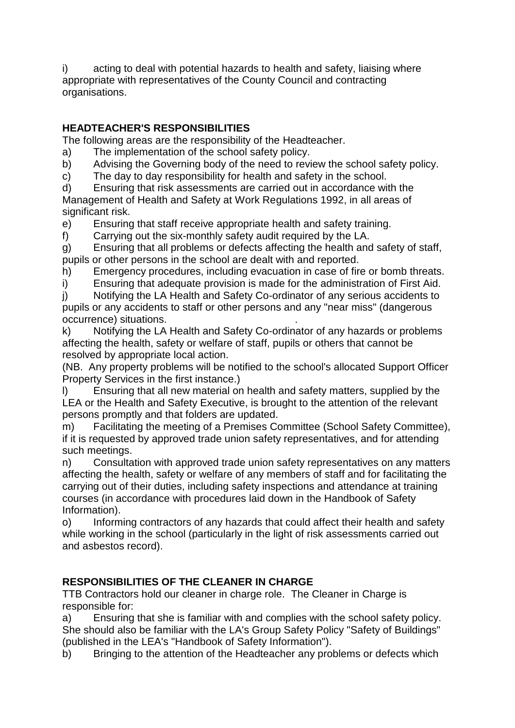i) acting to deal with potential hazards to health and safety, liaising where appropriate with representatives of the County Council and contracting organisations.

## HEADTEACHER'S RESPONSIBILITIES

The following areas are the responsibility of the Headteacher.

a) The implementation of the school safety policy.

b) Advising the Governing body of the need to review the school safety policy.

c) The day to day responsibility for health and safety in the school.

d) Ensuring that risk assessments are carried out in accordance with the Management of Health and Safety at Work Regulations 1992, in all areas of significant risk.

e) Ensuring that staff receive appropriate health and safety training.

f) Carrying out the six-monthly safety audit required by the LA.

g) Ensuring that all problems or defects affecting the health and safety of staff, pupils or other persons in the school are dealt with and reported.

h) Emergency procedures, including evacuation in case of fire or bomb threats.

i) Ensuring that adequate provision is made for the administration of First Aid.

j) Notifying the LA Health and Safety Co-ordinator of any serious accidents to pupils or any accidents to staff or other persons and any "near miss" (dangerous occurrence) situations.

k) Notifying the LA Health and Safety Co-ordinator of any hazards or problems affecting the health, safety or welfare of staff, pupils or others that cannot be resolved by appropriate local action.

(NB. Any property problems will be notified to the school's allocated Support Officer Property Services in the first instance.)

l) Ensuring that all new material on health and safety matters, supplied by the LEA or the Health and Safety Executive, is brought to the attention of the relevant persons promptly and that folders are updated.

m) Facilitating the meeting of a Premises Committee (School Safety Committee), if it is requested by approved trade union safety representatives, and for attending such meetings.

n) Consultation with approved trade union safety representatives on any matters affecting the health, safety or welfare of any members of staff and for facilitating the carrying out of their duties, including safety inspections and attendance at training courses (in accordance with procedures laid down in the Handbook of Safety Information).

o) Informing contractors of any hazards that could affect their health and safety while working in the school (particularly in the light of risk assessments carried out and asbestos record).

## RESPONSIBILITIES OF THE CLEANER IN CHARGE

TTB Contractors hold our cleaner in charge role. The Cleaner in Charge is responsible for:

a) Ensuring that she is familiar with and complies with the school safety policy. She should also be familiar with the LA's Group Safety Policy "Safety of Buildings" (published in the LEA's "Handbook of Safety Information").

b) Bringing to the attention of the Headteacher any problems or defects which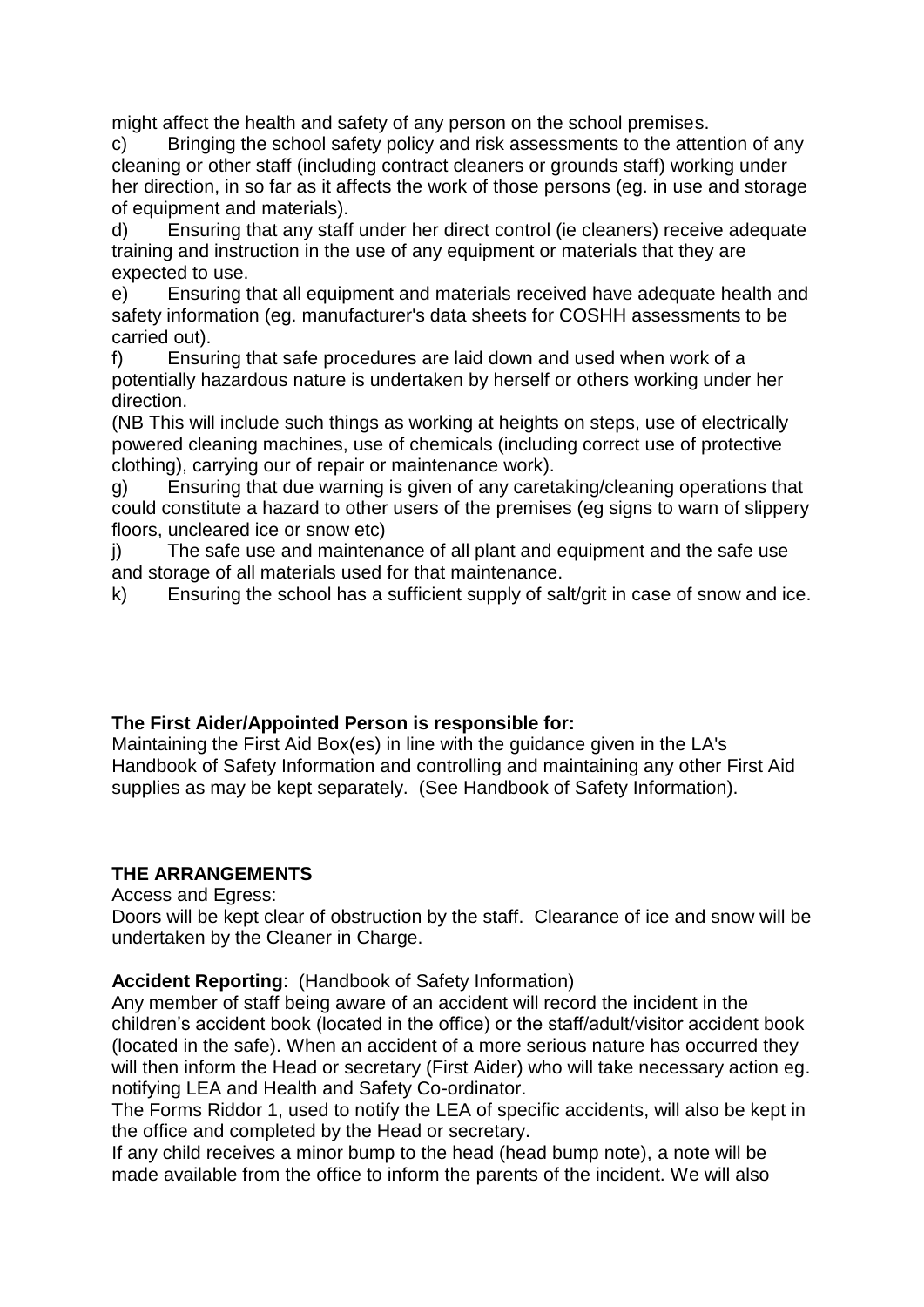might affect the health and safety of any person on the school premises.

c) Bringing the school safety policy and risk assessments to the attention of any cleaning or other staff (including contract cleaners or grounds staff) working under her direction, in so far as it affects the work of those persons (eg. in use and storage of equipment and materials).

d) Ensuring that any staff under her direct control (ie cleaners) receive adequate training and instruction in the use of any equipment or materials that they are expected to use.

e) Ensuring that all equipment and materials received have adequate health and safety information (eg. manufacturer's data sheets for COSHH assessments to be carried out).

f) Ensuring that safe procedures are laid down and used when work of a potentially hazardous nature is undertaken by herself or others working under her direction.

(NB This will include such things as working at heights on steps, use of electrically powered cleaning machines, use of chemicals (including correct use of protective clothing), carrying our of repair or maintenance work).

g) Ensuring that due warning is given of any caretaking/cleaning operations that could constitute a hazard to other users of the premises (eg signs to warn of slippery floors, uncleared ice or snow etc)

j) The safe use and maintenance of all plant and equipment and the safe use and storage of all materials used for that maintenance.

k) Ensuring the school has a sufficient supply of salt/grit in case of snow and ice.

**The First Aider/Appointed Person is responsible for:**

Maintaining the First Aid Box(es) in line with the guidance given in the LA's Handbook of Safety Information and controlling and maintaining any other First Aid supplies as may be kept separately. (See Handbook of Safety Information).

## THE ARRANGEMENTS

Access and Egress:

Doors will be kept clear of obstruction by the staff. Clearance of ice and snow will be undertaken by the Cleaner in Charge.

**Accident Reporting**: (Handbook of Safety Information)

Any member of staff being aware of an accident will record the incident in the children's accident book (located in the office) or the staff/adult/visitor accident book (located in the safe). When an accident of a more serious nature has occurred they will then inform the Head or secretary (First Aider) who will take necessary action eg. notifying LEA and Health and Safety Co-ordinator.

The Forms Riddor 1, used to notify the LEA of specific accidents, will also be kept in the office and completed by the Head or secretary.

If any child receives a minor bump to the head (head bump note), a note will be made available from the office to inform the parents of the incident. We will also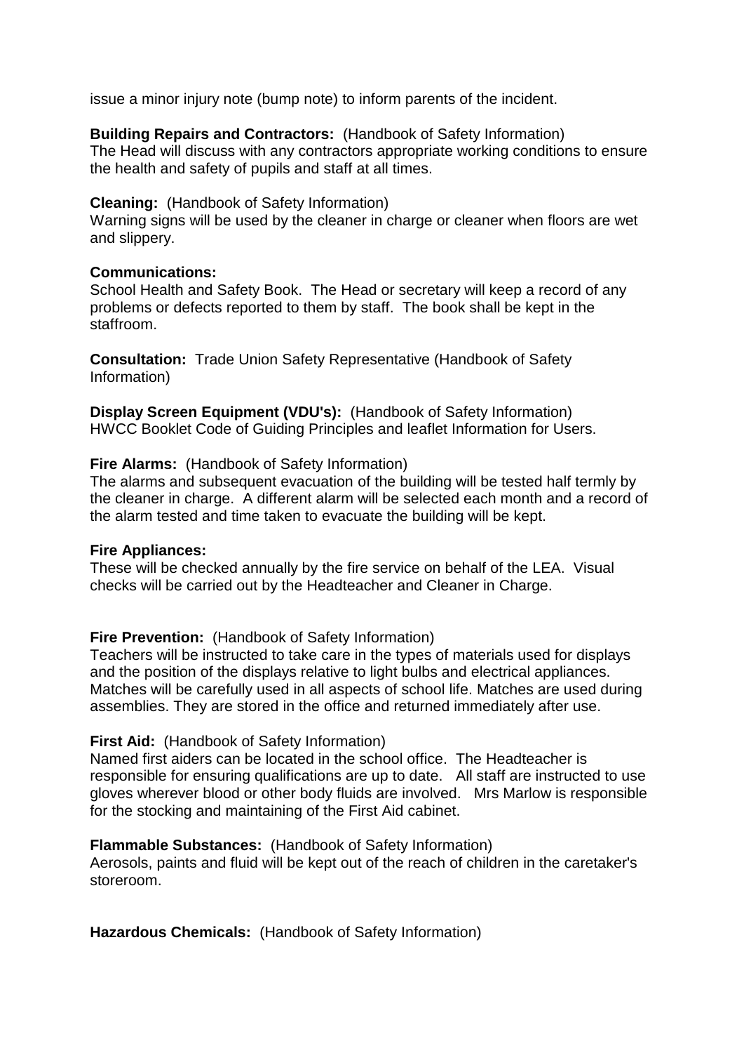issue a minor injury note (bump note) to inform parents of the incident.

**Building Repairs and Contractors:** (Handbook of Safety Information)
The Head will discuss with any contractors appropriate working conditions to ensure the health and safety of pupils and staff at all times.

**Cleaning:** (Handbook of Safety Information)
Warning signs will be used by the cleaner in charge or cleaner when floors are wet and slippery.

**Communications:**
School Health and Safety Book. The Head or secretary will keep a record of any problems or defects reported to them by staff. The book shall be kept in the staffroom.

**Consultation:** Trade Union Safety Representative (Handbook of Safety Information)

**Display Screen Equipment (VDU's):** (Handbook of Safety Information)
HWCC Booklet Code of Guiding Principles and leaflet Information for Users.

**Fire Alarms:** (Handbook of Safety Information)
The alarms and subsequent evacuation of the building will be tested half termly by the cleaner in charge. A different alarm will be selected each month and a record of the alarm tested and time taken to evacuate the building will be kept.

**Fire Appliances:**
These will be checked annually by the fire service on behalf of the LEA. Visual checks will be carried out by the Headteacher and Cleaner in Charge.

**Fire Prevention:** (Handbook of Safety Information)
Teachers will be instructed to take care in the types of materials used for displays and the position of the displays relative to light bulbs and electrical appliances. Matches will be carefully used in all aspects of school life. Matches are used during assemblies. They are stored in the office and returned immediately after use.

**First Aid:** (Handbook of Safety Information)
Named first aiders can be located in the school office. The Headteacher is responsible for ensuring qualifications are up to date. All staff are instructed to use gloves wherever blood or other body fluids are involved. Mrs Marlow is responsible for the stocking and maintaining of the First Aid cabinet.

**Flammable Substances:** (Handbook of Safety Information)
Aerosols, paints and fluid will be kept out of the reach of children in the caretaker's storeroom.

**Hazardous Chemicals:** (Handbook of Safety Information)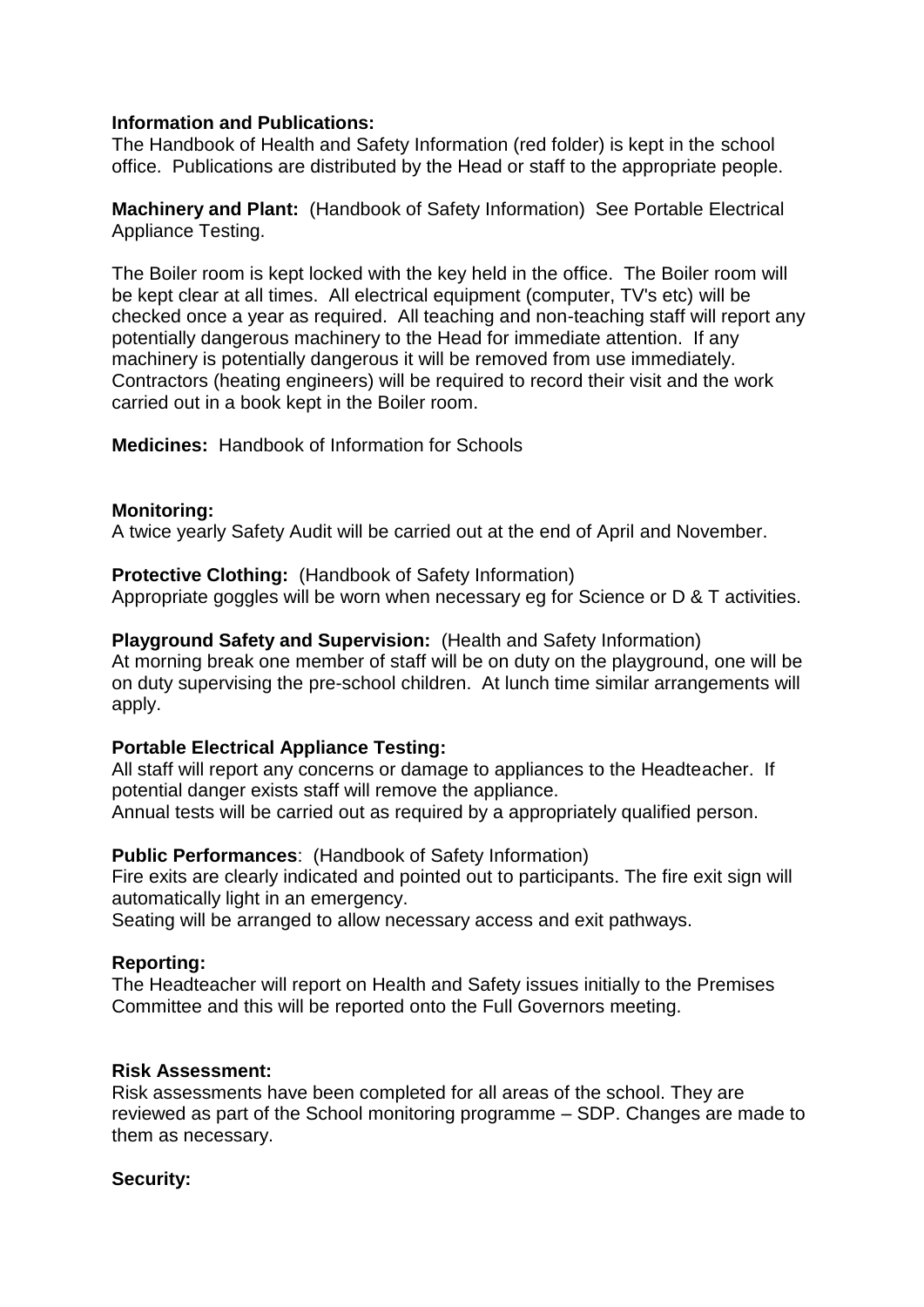**Information and Publications:**
The Handbook of Health and Safety Information (red folder) is kept in the school office. Publications are distributed by the Head or staff to the appropriate people.

**Machinery and Plant:** (Handbook of Safety Information) See Portable Electrical Appliance Testing.

The Boiler room is kept locked with the key held in the office. The Boiler room will be kept clear at all times. All electrical equipment (computer, TV's etc) will be checked once a year as required. All teaching and non-teaching staff will report any potentially dangerous machinery to the Head for immediate attention. If any machinery is potentially dangerous it will be removed from use immediately. Contractors (heating engineers) will be required to record their visit and the work carried out in a book kept in the Boiler room.

**Medicines:** Handbook of Information for Schools

**Monitoring:**
A twice yearly Safety Audit will be carried out at the end of April and November.

**Protective Clothing:** (Handbook of Safety Information)
Appropriate goggles will be worn when necessary eg for Science or D & T activities.

**Playground Safety and Supervision:** (Health and Safety Information)
At morning break one member of staff will be on duty on the playground, one will be on duty supervising the pre-school children. At lunch time similar arrangements will apply.

**Portable Electrical Appliance Testing:**
All staff will report any concerns or damage to appliances to the Headteacher. If potential danger exists staff will remove the appliance.
Annual tests will be carried out as required by a appropriately qualified person.

**Public Performances**: (Handbook of Safety Information)
Fire exits are clearly indicated and pointed out to participants. The fire exit sign will automatically light in an emergency.
Seating will be arranged to allow necessary access and exit pathways.

**Reporting:**
The Headteacher will report on Health and Safety issues initially to the Premises Committee and this will be reported onto the Full Governors meeting.

**Risk Assessment:**
Risk assessments have been completed for all areas of the school. They are reviewed as part of the School monitoring programme – SDP. Changes are made to them as necessary.

**Security:**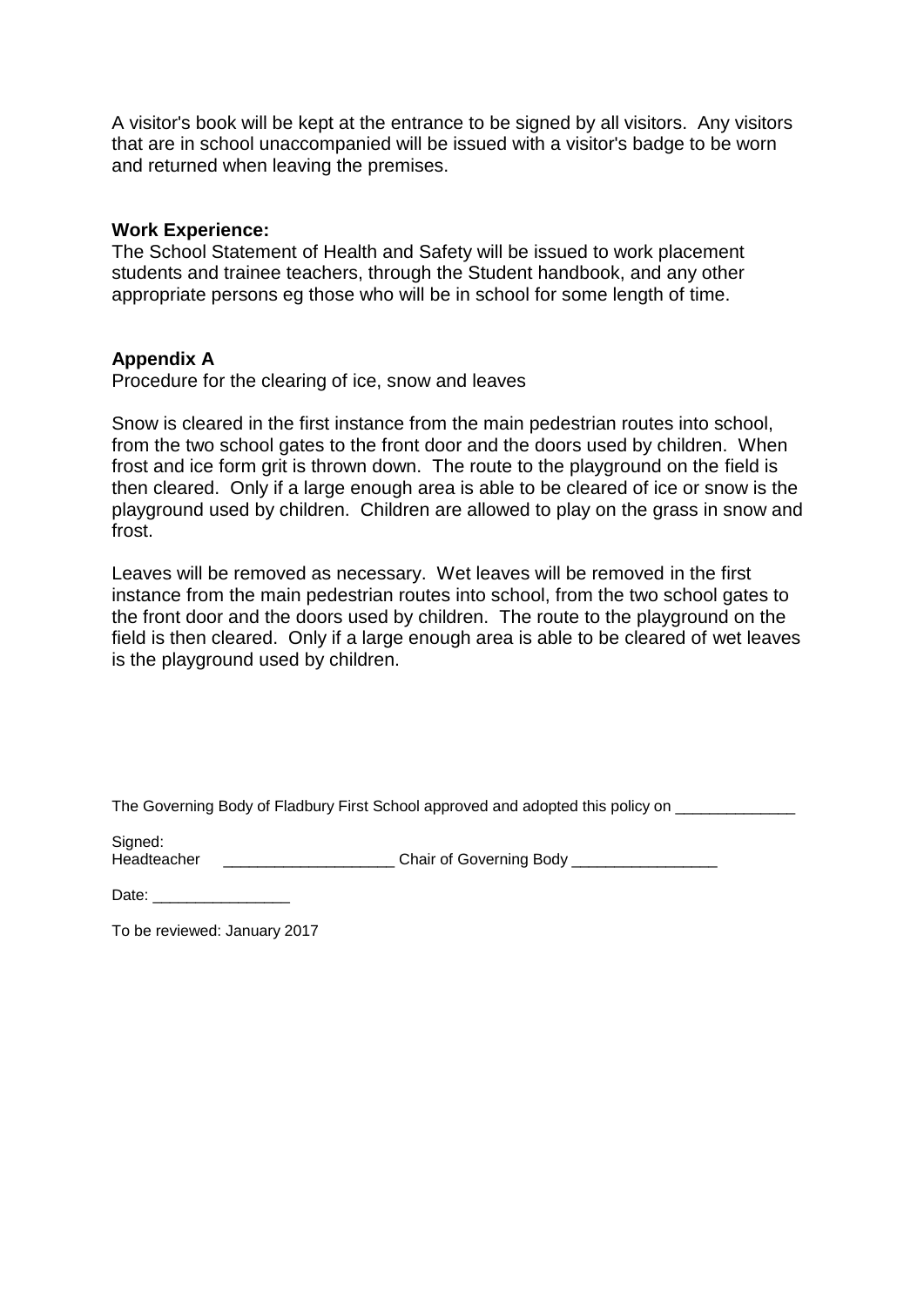A visitor's book will be kept at the entrance to be signed by all visitors. Any visitors that are in school unaccompanied will be issued with a visitor's badge to be worn and returned when leaving the premises.

**Work Experience:**

The School Statement of Health and Safety will be issued to work placement students and trainee teachers, through the Student handbook, and any other appropriate persons eg those who will be in school for some length of time.

**Appendix A**

Procedure for the clearing of ice, snow and leaves

Snow is cleared in the first instance from the main pedestrian routes into school, from the two school gates to the front door and the doors used by children. When frost and ice form grit is thrown down. The route to the playground on the field is then cleared. Only if a large enough area is able to be cleared of ice or snow is the playground used by children. Children are allowed to play on the grass in snow and frost.

Leaves will be removed as necessary. Wet leaves will be removed in the first instance from the main pedestrian routes into school, from the two school gates to the front door and the doors used by children. The route to the playground on the field is then cleared. Only if a large enough area is able to be cleared of wet leaves is the playground used by children.

The Governing Body of Fladbury First School approved and adopted this policy on ______________

Signed:
Headteacher ____________________ Chair of Governing Body _________________

Date: ________________

To be reviewed: January 2017